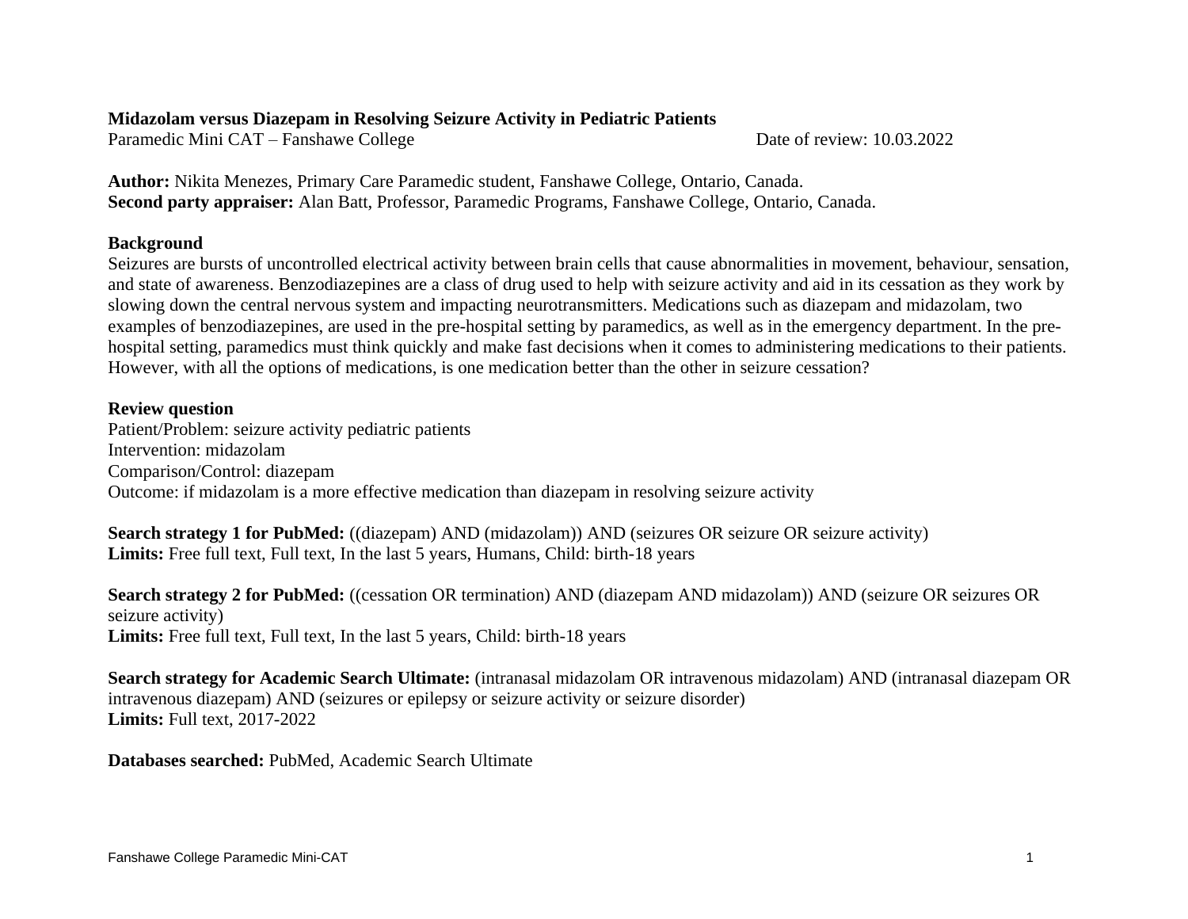# Midazolam versus Diazepam in Resolving Seizure Activity in Pediatric Patients

Paramedic Mini CAT – Fanshawe College

Date of review: 10.03.2022

**Author:** Nikita Menezes, Primary Care Paramedic student, Fanshawe College, Ontario, Canada.
**Second party appraiser:** Alan Batt, Professor, Paramedic Programs, Fanshawe College, Ontario, Canada.

## Background

Seizures are bursts of uncontrolled electrical activity between brain cells that cause abnormalities in movement, behaviour, sensation, and state of awareness. Benzodiazepines are a class of drug used to help with seizure activity and aid in its cessation as they work by slowing down the central nervous system and impacting neurotransmitters. Medications such as diazepam and midazolam, two examples of benzodiazepines, are used in the pre-hospital setting by paramedics, as well as in the emergency department. In the pre-hospital setting, paramedics must think quickly and make fast decisions when it comes to administering medications to their patients. However, with all the options of medications, is one medication better than the other in seizure cessation?

## Review question

Patient/Problem: seizure activity pediatric patients
Intervention: midazolam
Comparison/Control: diazepam
Outcome: if midazolam is a more effective medication than diazepam in resolving seizure activity

**Search strategy 1 for PubMed:** ((diazepam) AND (midazolam)) AND (seizures OR seizure OR seizure activity)
**Limits:** Free full text, Full text, In the last 5 years, Humans, Child: birth-18 years

**Search strategy 2 for PubMed:** ((cessation OR termination) AND (diazepam AND midazolam)) AND (seizure OR seizures OR seizure activity)
**Limits:** Free full text, Full text, In the last 5 years, Child: birth-18 years

**Search strategy for Academic Search Ultimate:** (intranasal midazolam OR intravenous midazolam) AND (intranasal diazepam OR intravenous diazepam) AND (seizures or epilepsy or seizure activity or seizure disorder)
**Limits:** Full text, 2017-2022

**Databases searched:** PubMed, Academic Search Ultimate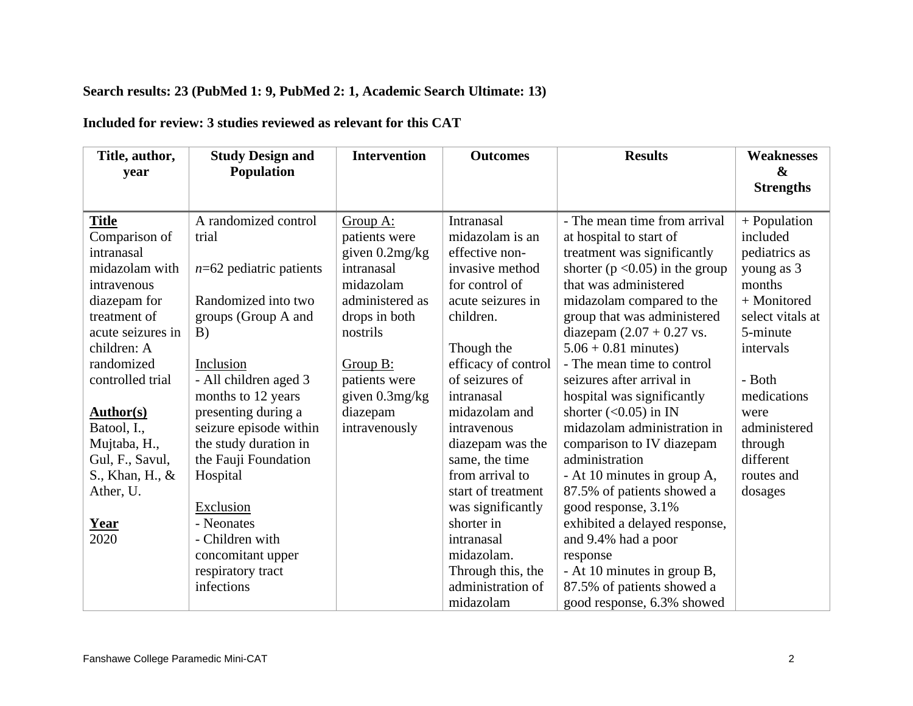**Search results: 23 (PubMed 1: 9, PubMed 2: 1, Academic Search Ultimate: 13)**

**Included for review: 3 studies reviewed as relevant for this CAT**

| Title, author, year | Study Design and Population | Intervention | Outcomes | Results | Weaknesses & Strengths |
|---|---|---|---|---|---|
| **Title**<br>Comparison of intranasal midazolam with intravenous diazepam for treatment of acute seizures in children: A randomized controlled trial<br><br>**Author(s)**<br>Batool, I., Mujtaba, H., Gul, F., Savul, S., Khan, H., & Ather, U.<br><br>**Year**<br>2020 | A randomized control trial<br><br>*n*=62 pediatric patients<br><br>Randomized into two groups (Group A and B)<br><br>Inclusion<br>- All children aged 3 months to 12 years presenting during a seizure episode within the study duration in the Fauji Foundation Hospital<br><br>Exclusion<br>- Neonates<br>- Children with concomitant upper respiratory tract infections | Group A:<br>patients were given 0.2mg/kg intranasal midazolam administered as drops in both nostrils<br><br>Group B:<br>patients were given 0.3mg/kg diazepam intravenously | Intranasal midazolam is an effective non-invasive method for control of acute seizures in children.<br><br>Though the efficacy of control of seizures of intranasal midazolam and intravenous diazepam was the same, the time from arrival to start of treatment was significantly shorter in intranasal midazolam. Through this, the administration of midazolam | - The mean time from arrival at hospital to start of treatment was significantly shorter ($p < 0.05$) in the group that was administered midazolam compared to the group that was administered diazepam (2.07 + 0.27 vs. 5.06 + 0.81 minutes)<br>- The mean time to control seizures after arrival in hospital was significantly shorter ($< 0.05$) in IN midazolam administration in comparison to IV diazepam administration<br>- At 10 minutes in group A, 87.5% of patients showed a good response, 3.1% exhibited a delayed response, and 9.4% had a poor response<br>- At 10 minutes in group B, 87.5% of patients showed a good response, 6.3% showed | + Population included pediatrics as young as 3 months<br>+ Monitored select vitals at 5-minute intervals<br><br>- Both medications were administered through different routes and dosages |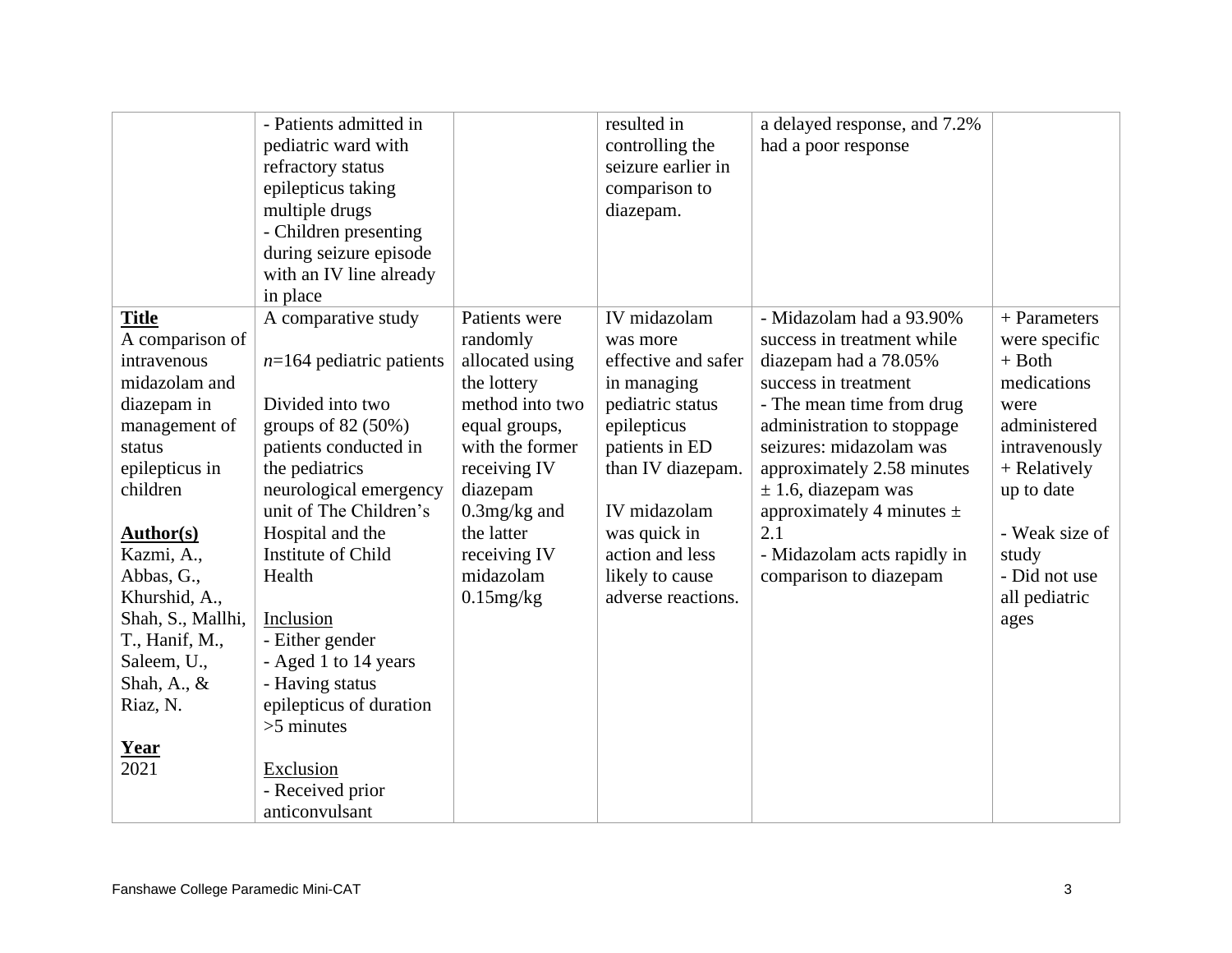| | | | | | |
|---|---|---|---|---|---|
| | - Patients admitted in pediatric ward with refractory status epilepticus taking multiple drugs<br>- Children presenting during seizure episode with an IV line already in place | | resulted in controlling the seizure earlier in comparison to diazepam. | a delayed response, and 7.2% had a poor response | |
| **Title**<br>A comparison of intravenous midazolam and diazepam in management of status epilepticus in children<br><br>**Author(s)**<br>Kazmi, A., Abbas, G., Khurshid, A., Shah, S., Mallhi, T., Hanif, M., Saleem, U., Shah, A., & Riaz, N.<br><br>**Year**<br>2021 | A comparative study<br><br>*n*=164 pediatric patients<br><br>Divided into two groups of 82 (50%) patients conducted in the pediatrics neurological emergency unit of The Children's Hospital and the Institute of Child Health<br><br>Inclusion<br>- Either gender<br>- Aged 1 to 14 years<br>- Having status epilepticus of duration >5 minutes<br><br>Exclusion<br>- Received prior anticonvulsant | Patients were randomly allocated using the lottery method into two equal groups, with the former receiving IV diazepam 0.3mg/kg and the latter receiving IV midazolam 0.15mg/kg | IV midazolam was more effective and safer in managing pediatric status epilepticus patients in ED than IV diazepam.<br><br>IV midazolam was quick in action and less likely to cause adverse reactions. | - Midazolam had a 93.90% success in treatment while diazepam had a 78.05% success in treatment<br>- The mean time from drug administration to stoppage seizures: midazolam was approximately 2.58 minutes ± 1.6, diazepam was approximately 4 minutes ± 2.1<br>- Midazolam acts rapidly in comparison to diazepam | + Parameters were specific<br>+ Both medications were administered intravenously<br>+ Relatively up to date<br><br>- Weak size of study<br>- Did not use all pediatric ages |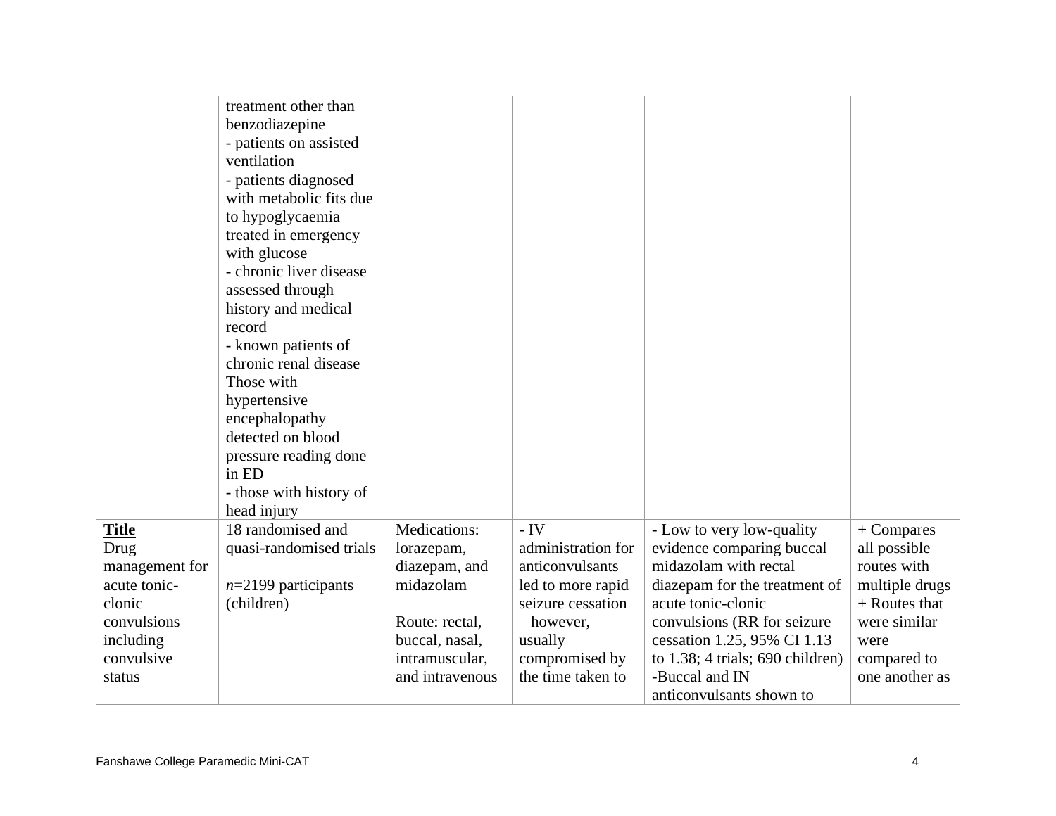| | | | | | |
|---|---|---|---|---|---|
| | treatment other than benzodiazepine<br>- patients on assisted ventilation<br>- patients diagnosed with metabolic fits due to hypoglycaemia treated in emergency with glucose<br>- chronic liver disease assessed through history and medical record<br>- known patients of chronic renal disease<br>Those with hypertensive encephalopathy detected on blood pressure reading done in ED<br>- those with history of head injury | | | | |
| **Title**<br>Drug management for acute tonic-clonic convulsions including convulsive status | 18 randomised and quasi-randomised trials<br><br>*n*=2199 participants (children) | Medications: lorazepam, diazepam, and midazolam<br><br>Route: rectal, buccal, nasal, intramuscular, and intravenous | - IV administration for anticonvulsants led to more rapid seizure cessation – however, usually compromised by the time taken to | - Low to very low-quality evidence comparing buccal midazolam with rectal diazepam for the treatment of acute tonic-clonic convulsions (RR for seizure cessation 1.25, 95% CI 1.13 to 1.38; 4 trials; 690 children)<br>-Buccal and IN anticonvulsants shown to | + Compares all possible routes with multiple drugs<br>+ Routes that were similar were compared to one another as |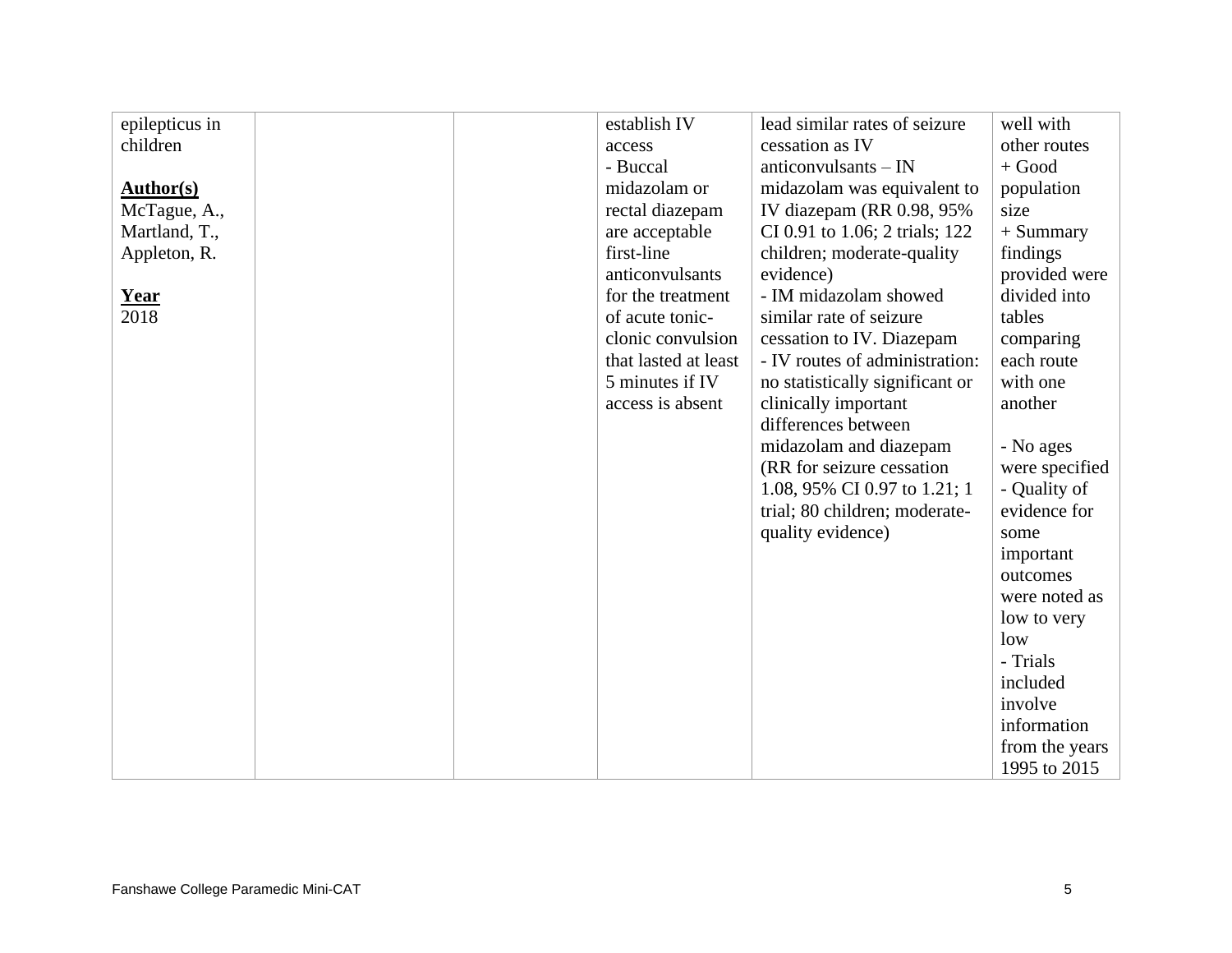| | | | | | |
|---|---|---|---|---|---|
| epilepticus in children<br><br>**Author(s)**<br>McTague, A., Martland, T., Appleton, R.<br><br>**Year**<br>2018 | | | establish IV access<br>- Buccal midazolam or rectal diazepam are acceptable first-line anticonvulsants for the treatment of acute tonic-clonic convulsion that lasted at least 5 minutes if IV access is absent | lead similar rates of seizure cessation as IV anticonvulsants – IN midazolam was equivalent to IV diazepam (RR 0.98, 95% CI 0.91 to 1.06; 2 trials; 122 children; moderate-quality evidence)<br>- IM midazolam showed similar rate of seizure cessation to IV. Diazepam<br>- IV routes of administration: no statistically significant or clinically important differences between midazolam and diazepam (RR for seizure cessation 1.08, 95% CI 0.97 to 1.21; 1 trial; 80 children; moderate-quality evidence) | well with other routes<br>+ Good population size<br>+ Summary findings provided were divided into tables comparing each route with one another<br><br>- No ages were specified<br>- Quality of evidence for some important outcomes were noted as low to very low<br>- Trials included involve information from the years 1995 to 2015 |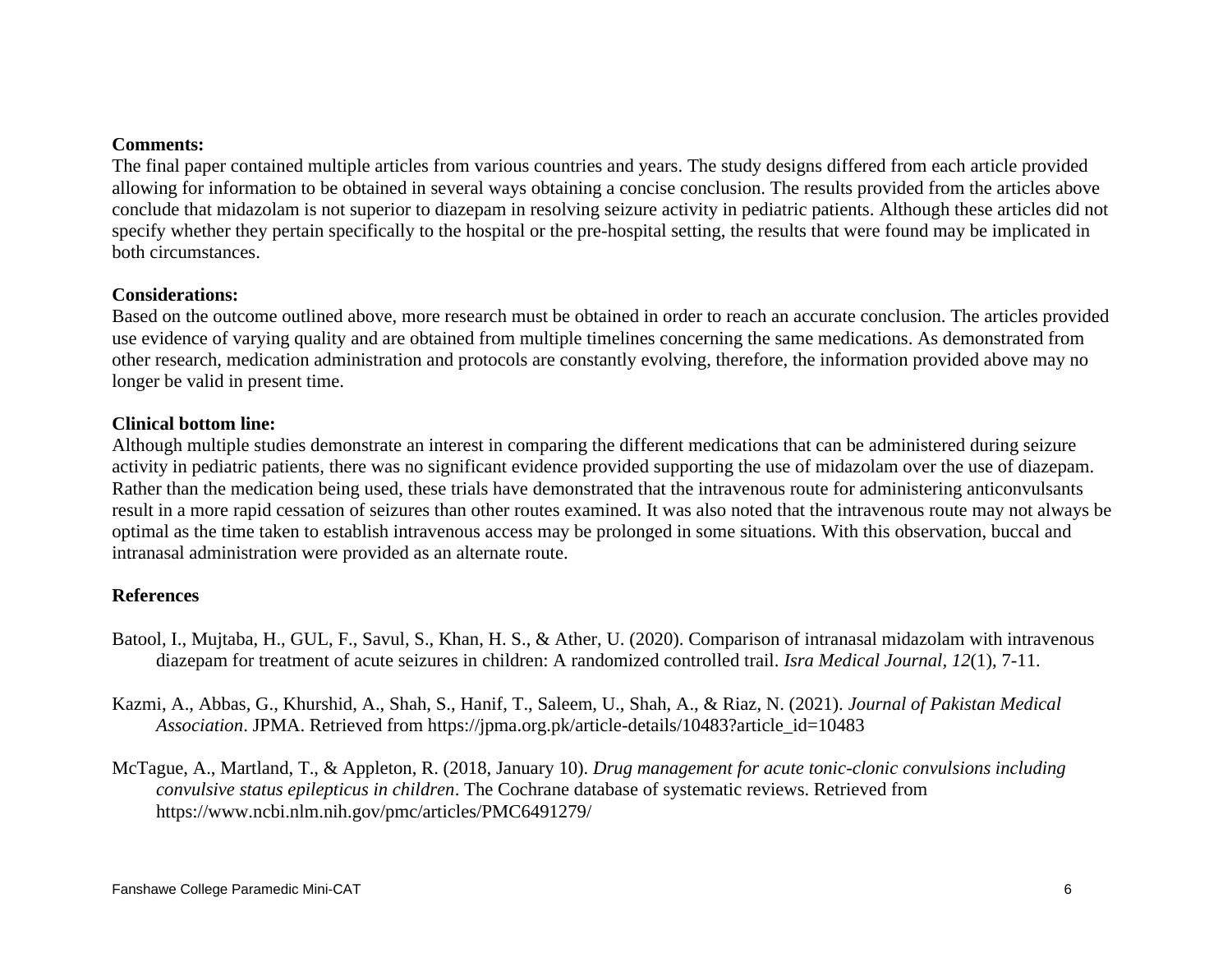**Comments:**

The final paper contained multiple articles from various countries and years. The study designs differed from each article provided allowing for information to be obtained in several ways obtaining a concise conclusion. The results provided from the articles above conclude that midazolam is not superior to diazepam in resolving seizure activity in pediatric patients. Although these articles did not specify whether they pertain specifically to the hospital or the pre-hospital setting, the results that were found may be implicated in both circumstances.

**Considerations:**

Based on the outcome outlined above, more research must be obtained in order to reach an accurate conclusion. The articles provided use evidence of varying quality and are obtained from multiple timelines concerning the same medications. As demonstrated from other research, medication administration and protocols are constantly evolving, therefore, the information provided above may no longer be valid in present time.

**Clinical bottom line:**

Although multiple studies demonstrate an interest in comparing the different medications that can be administered during seizure activity in pediatric patients, there was no significant evidence provided supporting the use of midazolam over the use of diazepam. Rather than the medication being used, these trials have demonstrated that the intravenous route for administering anticonvulsants result in a more rapid cessation of seizures than other routes examined. It was also noted that the intravenous route may not always be optimal as the time taken to establish intravenous access may be prolonged in some situations. With this observation, buccal and intranasal administration were provided as an alternate route.

**References**

Batool, I., Mujtaba, H., GUL, F., Savul, S., Khan, H. S., & Ather, U. (2020). Comparison of intranasal midazolam with intravenous diazepam for treatment of acute seizures in children: A randomized controlled trail. *Isra Medical Journal, 12*(1), 7-11.

Kazmi, A., Abbas, G., Khurshid, A., Shah, S., Hanif, T., Saleem, U., Shah, A., & Riaz, N. (2021). *Journal of Pakistan Medical Association*. JPMA. Retrieved from https://jpma.org.pk/article-details/10483?article_id=10483

McTague, A., Martland, T., & Appleton, R. (2018, January 10). *Drug management for acute tonic-clonic convulsions including convulsive status epilepticus in children*. The Cochrane database of systematic reviews. Retrieved from https://www.ncbi.nlm.nih.gov/pmc/articles/PMC6491279/